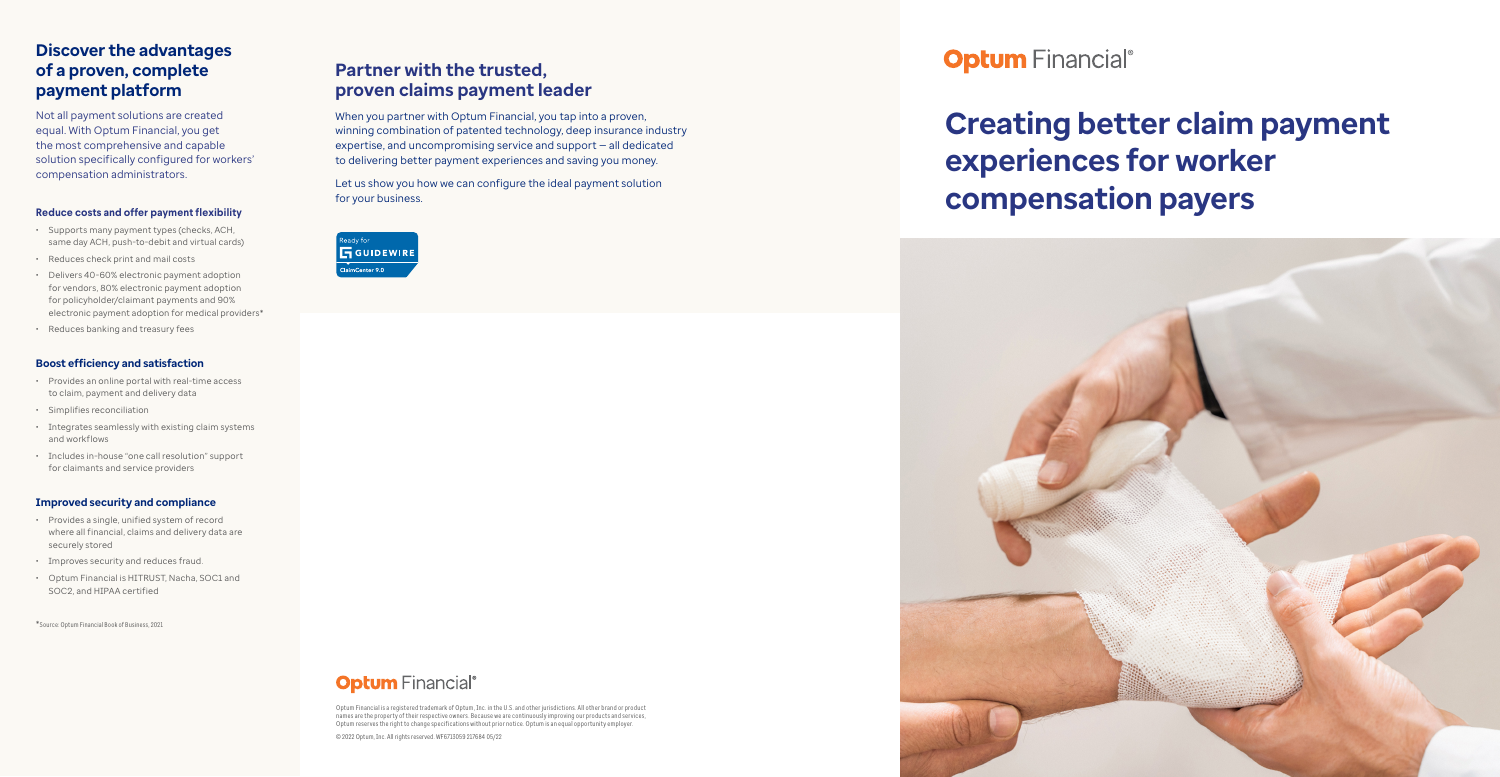## Discover the advantages of a proven, complete payment platform

Not all payment solutions are created equal. With Optum Financial, you get the most comprehensive and capable solution specifically configured for workers' compensation administrators.

### Reduce costs and offer payment flexibility

- Supports many payment types (checks, ACH, same day ACH, push-to-debit and virtual cards)
- Reduces check print and mail costs
- Delivers 40-60% electronic payment adoption for vendors, 80% electronic payment adoption for policyholder/claimant payments and 90% electronic payment adoption for medical providers*
- Reduces banking and treasury fees

### Boost efficiency and satisfaction

- Provides an online portal with real-time access to claim, payment and delivery data
- Simplifies reconciliation
- Integrates seamlessly with existing claim systems and workflows
- Includes in-house "one call resolution" support for claimants and service providers

### Improved security and compliance

- Provides a single, unified system of record where all financial, claims and delivery data are securely stored
- Improves security and reduces fraud.
- Optum Financial is HITRUST, Nacha, SOC1 and SOC2, and HIPAA certified

*Source: Optum Financial Book of Business, 2021

## Partner with the trusted, proven claims payment leader

When you partner with Optum Financial, you tap into a proven, winning combination of patented technology, deep insurance industry expertise, and uncompromising service and support — all dedicated to delivering better payment experiences and saving you money.

Let us show you how we can configure the ideal payment solution for your business.

Ready for GUIDEWIRE ClaimCenter 9.0

**Optum** Financial®

Optum Financial is a registered trademark of Optum, Inc. in the U.S. and other jurisdictions. All other brand or product names are the property of their respective owners. Because we are continuously improving our products and services, Optum reserves the right to change specifications without prior notice. Optum is an equal opportunity employer.

© 2022 Optum, Inc. All rights reserved. WF6713059 217684 05/22

**Optum** Financial®

# Creating better claim payment experiences for worker compensation payers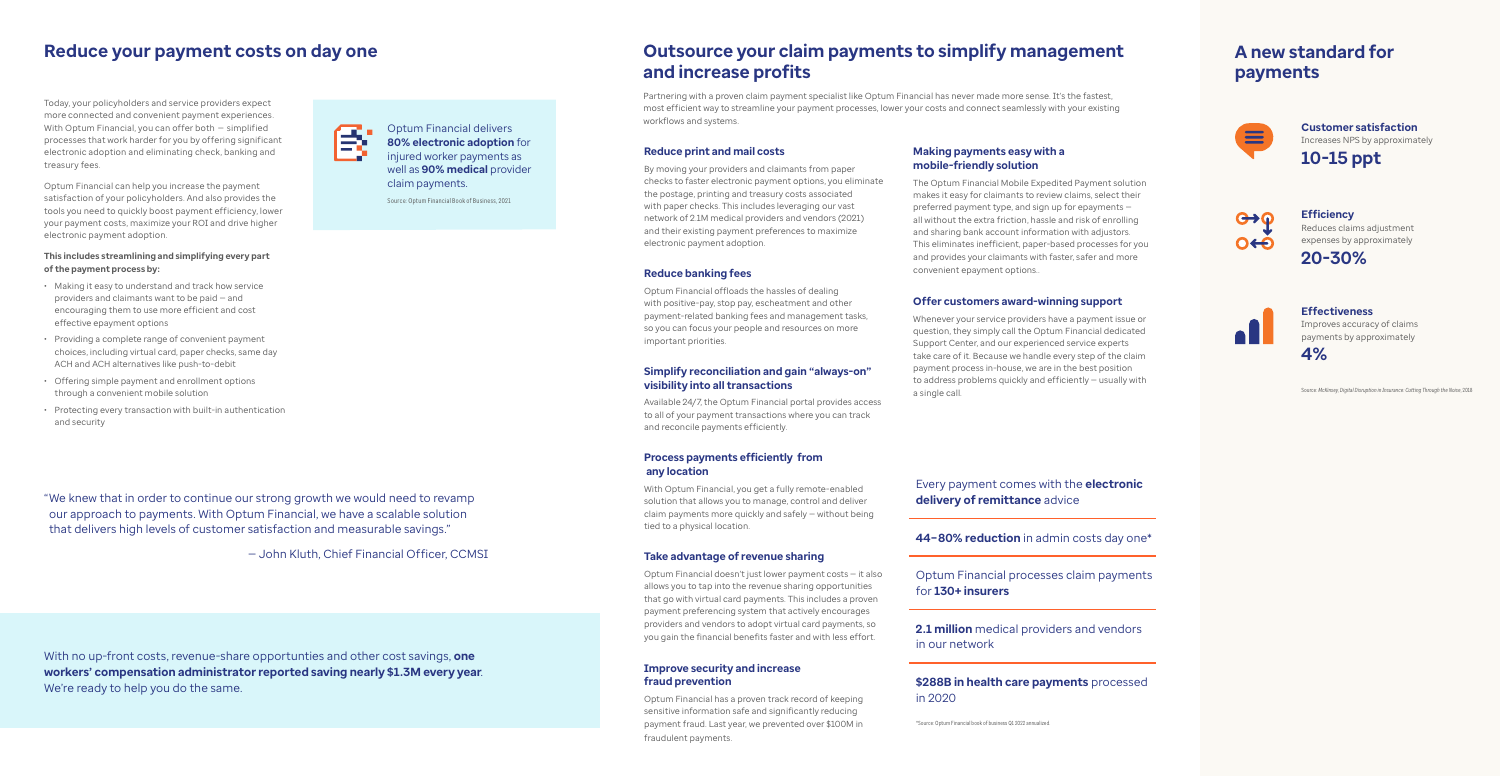## Reduce your payment costs on day one

Today, your policyholders and service providers expect more connected and convenient payment experiences. With Optum Financial, you can offer both — simplified processes that work harder for you by offering significant electronic adoption and eliminating check, banking and treasury fees.

Optum Financial can help you increase the payment satisfaction of your policyholders. And also provides the tools you need to quickly boost payment efficiency, lower your payment costs, maximize your ROI and drive higher electronic payment adoption.

**This includes streamlining and simplifying every part of the payment process by:**

- Making it easy to understand and track how service providers and claimants want to be paid — and encouraging them to use more efficient and cost effective epayment options
- Providing a complete range of convenient payment choices, including virtual card, paper checks, same day ACH and ACH alternatives like push-to-debit
- Offering simple payment and enrollment options through a convenient mobile solution
- Protecting every transaction with built-in authentication and security

Optum Financial delivers **80% electronic adoption** for injured worker payments as well as **90% medical** provider claim payments.

Source: Optum Financial Book of Business, 2021

"We knew that in order to continue our strong growth we would need to revamp our approach to payments. With Optum Financial, we have a scalable solution that delivers high levels of customer satisfaction and measurable savings."

— John Kluth, Chief Financial Officer, CCMSI

With no up-front costs, revenue-share opportunties and other cost savings, **one workers' compensation administrator reported saving nearly $1.3M every year**. We're ready to help you do the same.

## Outsource your claim payments to simplify management and increase profits

Partnering with a proven claim payment specialist like Optum Financial has never made more sense. It's the fastest, most efficient way to streamline your payment processes, lower your costs and connect seamlessly with your existing workflows and systems.

### Reduce print and mail costs

By moving your providers and claimants from paper checks to faster electronic payment options, you eliminate the postage, printing and treasury costs associated with paper checks. This includes leveraging our vast network of 2.1M medical providers and vendors (2021) and their existing payment preferences to maximize electronic payment adoption.

### Reduce banking fees

Optum Financial offloads the hassles of dealing with positive-pay, stop pay, escheatment and other payment-related banking fees and management tasks, so you can focus your people and resources on more important priorities.

### Simplify reconciliation and gain "always-on" visibility into all transactions

Available 24/7, the Optum Financial portal provides access to all of your payment transactions where you can track and reconcile payments efficiently.

### Process payments efficiently from any location

With Optum Financial, you get a fully remote-enabled solution that allows you to manage, control and deliver claim payments more quickly and safely — without being tied to a physical location.

### Take advantage of revenue sharing

Optum Financial doesn't just lower payment costs — it also allows you to tap into the revenue sharing opportunities that go with virtual card payments. This includes a proven payment preferencing system that actively encourages providers and vendors to adopt virtual card payments, so you gain the financial benefits faster and with less effort.

### Improve security and increase fraud prevention

Optum Financial has a proven track record of keeping sensitive information safe and significantly reducing payment fraud. Last year, we prevented over $100M in fraudulent payments.

### Making payments easy with a mobile-friendly solution

The Optum Financial Mobile Expedited Payment solution makes it easy for claimants to review claims, select their preferred payment type, and sign up for epayments — all without the extra friction, hassle and risk of enrolling and sharing bank account information with adjustors. This eliminates inefficient, paper-based processes for you and provides your claimants with faster, safer and more convenient epayment options.

### Offer customers award-winning support

Whenever your service providers have a payment issue or question, they simply call the Optum Financial dedicated Support Center, and our experienced service experts take care of it. Because we handle every step of the claim payment process in-house, we are in the best position to address problems quickly and efficiently — usually with a single call.

Every payment comes with the **electronic delivery of remittance** advice

**44–80% reduction** in admin costs day one*

Optum Financial processes claim payments for **130+ insurers**

**2.1 million** medical providers and vendors in our network

**$288B in health care payments** processed in 2020

*Source: Optum Financial book of business Q1 2022 annualized.

## A new standard for payments

**Customer satisfaction**
Increases NPS by approximately
**10-15 ppt**

**Efficiency**
Reduces claims adjustment expenses by approximately
**20-30%**

**Effectiveness**
Improves accuracy of claims payments by approximately
**4%**

*Source: McKinsey, Digital Disruption in Insurance: Cutting Through the Noise, 2018*